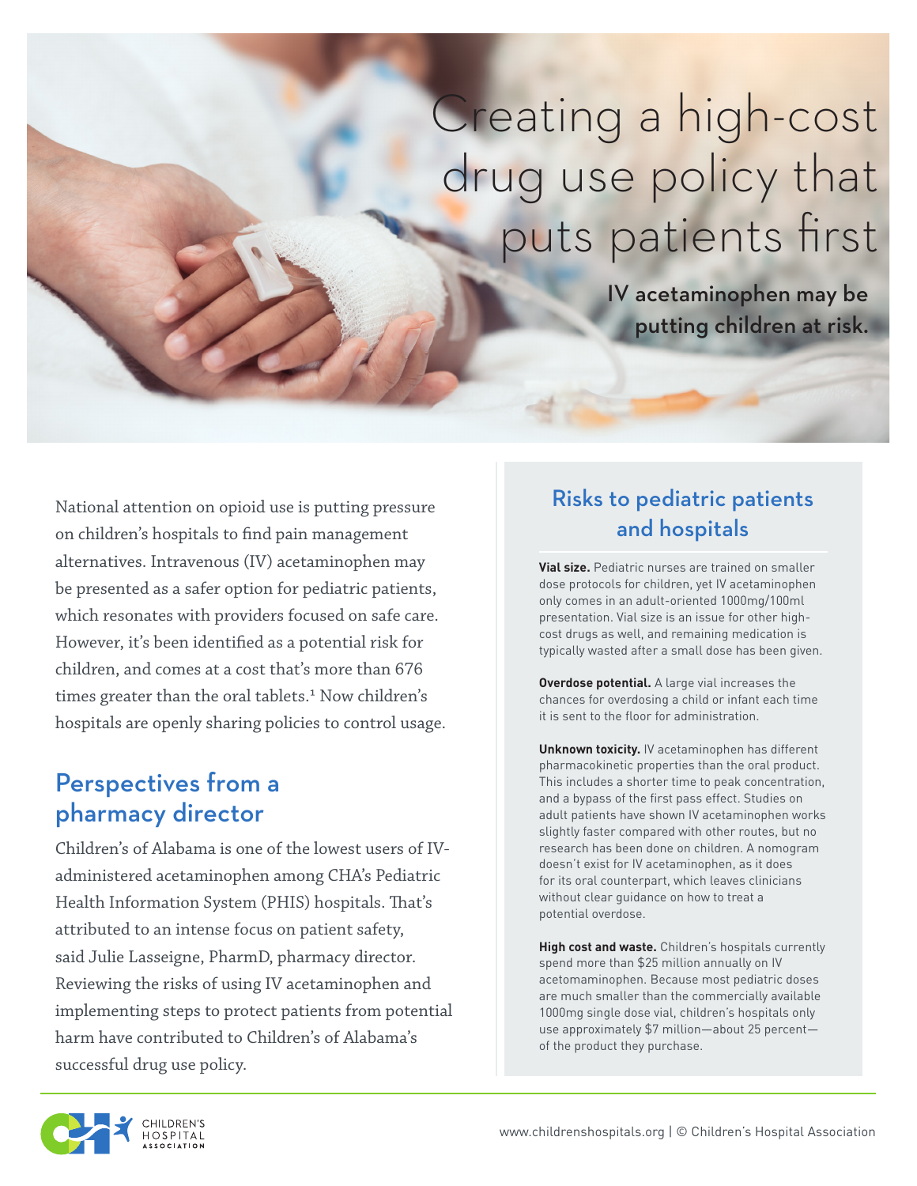# Creating a high-cost drug use policy that puts patients first

**IV acetaminophen may be putting children at risk.**

National attention on opioid use is putting pressure on children's hospitals to find pain management alternatives. Intravenous (IV) acetaminophen may be presented as a safer option for pediatric patients, which resonates with providers focused on safe care. However, it's been identified as a potential risk for children, and comes at a cost that's more than 676 times greater than the oral tablets.[1] Now children's hospitals are openly sharing policies to control usage.

## Perspectives from a pharmacy director

Children's of Alabama is one of the lowest users of IV-administered acetaminophen among CHA's Pediatric Health Information System (PHIS) hospitals. That's attributed to an intense focus on patient safety, said Julie Lasseigne, PharmD, pharmacy director. Reviewing the risks of using IV acetaminophen and implementing steps to protect patients from potential harm have contributed to Children's of Alabama's successful drug use policy.

## Risks to pediatric patients and hospitals

**Vial size.** Pediatric nurses are trained on smaller dose protocols for children, yet IV acetaminophen only comes in an adult-oriented 1000mg/100ml presentation. Vial size is an issue for other high-cost drugs as well, and remaining medication is typically wasted after a small dose has been given.

**Overdose potential.** A large vial increases the chances for overdosing a child or infant each time it is sent to the floor for administration.

**Unknown toxicity.** IV acetaminophen has different pharmacokinetic properties than the oral product. This includes a shorter time to peak concentration, and a bypass of the first pass effect. Studies on adult patients have shown IV acetaminophen works slightly faster compared with other routes, but no research has been done on children. A nomogram doesn't exist for IV acetaminophen, as it does for its oral counterpart, which leaves clinicians without clear guidance on how to treat a potential overdose.

**High cost and waste.** Children's hospitals currently spend more than $25 million annually on IV acetomaminophen. Because most pediatric doses are much smaller than the commercially available 1000mg single dose vial, children's hospitals only use approximately $7 million—about 25 percent—of the product they purchase.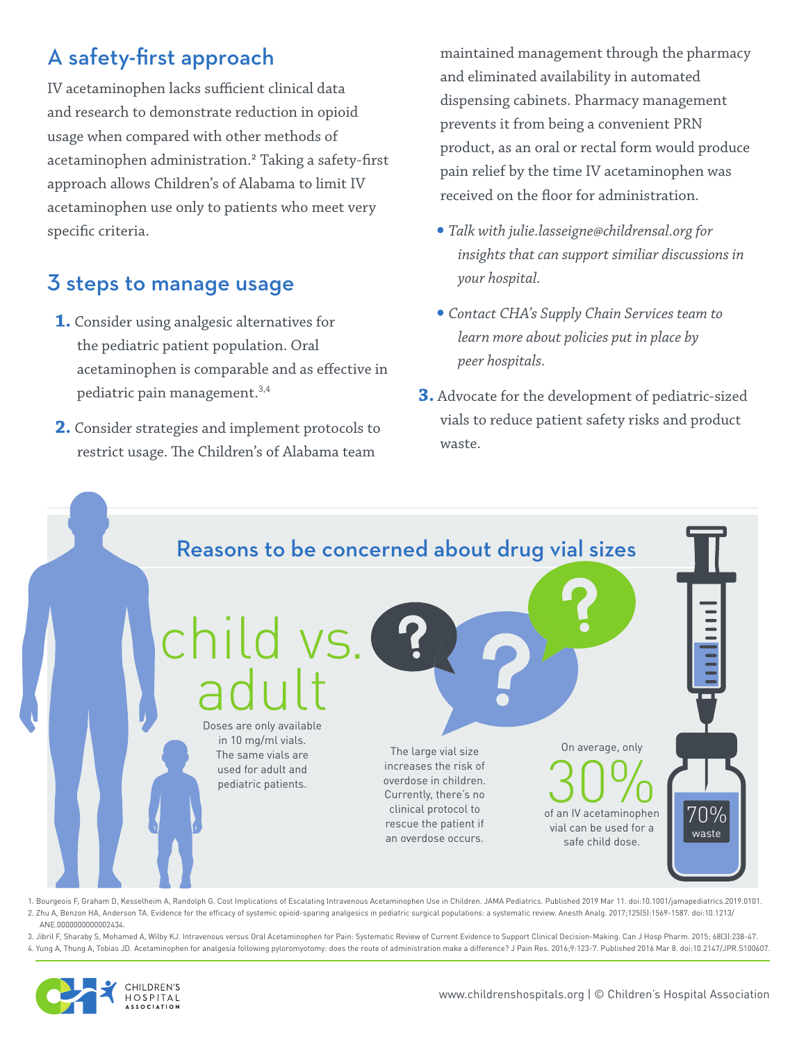## A safety-first approach

IV acetaminophen lacks sufficient clinical data and research to demonstrate reduction in opioid usage when compared with other methods of acetaminophen administration.[2] Taking a safety-first approach allows Children's of Alabama to limit IV acetaminophen use only to patients who meet very specific criteria.

## 3 steps to manage usage

**1.** Consider using analgesic alternatives for the pediatric patient population. Oral acetaminophen is comparable and as effective in pediatric pain management.[3,4]

**2.** Consider strategies and implement protocols to restrict usage. The Children's of Alabama team maintained management through the pharmacy and eliminated availability in automated dispensing cabinets. Pharmacy management prevents it from being a convenient PRN product, as an oral or rectal form would produce pain relief by the time IV acetaminophen was received on the floor for administration.

- *Talk with julie.lasseigne@childrensal.org for insights that can support similiar discussions in your hospital.*
- *Contact CHA's Supply Chain Services team to learn more about policies put in place by peer hospitals.*

**3.** Advocate for the development of pediatric-sized vials to reduce patient safety risks and product waste.

## Reasons to be concerned about drug vial sizes

child vs. adult

Doses are only available in 10 mg/ml vials. The same vials are used for adult and pediatric patients.

The large vial size increases the risk of overdose in children. Currently, there's no clinical protocol to rescue the patient if an overdose occurs.

On average, only 30% of an IV acetaminophen vial can be used for a safe child dose.

70% waste

1. Bourgeois F, Graham D, Kesselheim A, Randolph G. Cost Implications of Escalating Intravenous Acetaminophen Use in Children. JAMA Pediatrics. Published 2019 Mar 11. doi:10.1001/jamapediatrics.2019.0101.
2. Zhu A, Benzon HA, Anderson TA. Evidence for the efficacy of systemic opioid-sparing analgesics in pediatric surgical populations: a systematic review. Anesth Analg. 2017;125(5):1569-1587. doi:10.1213/ANE.0000000000002434.
3. Jibril F, Sharaby S, Mohamed A, Wilby KJ. Intravenous versus Oral Acetaminophen for Pain: Systematic Review of Current Evidence to Support Clinical Decision-Making. Can J Hosp Pharm. 2015; 68(3):238-47.
4. Yung A, Thung A, Tobias JD. Acetaminophen for analgesia following pyloromyotomy: does the route of administration make a difference? J Pain Res. 2016;9:123-7. Published 2016 Mar 8. doi:10.2147/JPR.S100607.

CHILDREN'S HOSPITAL ASSOCIATION

www.childrenshospitals.org | © Children's Hospital Association